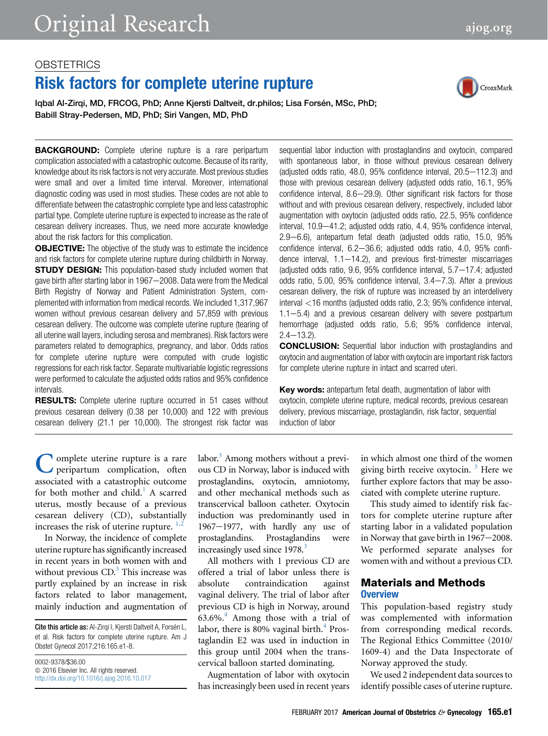OBSTETRICS

# Risk factors for complete uterine rupture

Iqbal Al-Zirqi, MD, FRCOG, PhD; Anne Kjersti Daltveit, dr.philos; Lisa Forsén, MSc, PhD; Babill Stray-Pedersen, MD, PhD; Siri Vangen, MD, PhD

**BACKGROUND:** Complete uterine rupture is a rare peripartum complication associated with a catastrophic outcome. Because of its rarity, knowledge about its risk factors is not very accurate. Most previous studies were small and over a limited time interval. Moreover, international diagnostic coding was used in most studies. These codes are not able to differentiate between the catastrophic complete type and less catastrophic partial type. Complete uterine rupture is expected to increase as the rate of cesarean delivery increases. Thus, we need more accurate knowledge about the risk factors for this complication.

**OBJECTIVE:** The objective of the study was to estimate the incidence and risk factors for complete uterine rupture during childbirth in Norway.

**STUDY DESIGN:** This population-based study included women that gave birth after starting labor in 1967–2008. Data were from the Medical Birth Registry of Norway and Patient Administration System, complemented with information from medical records. We included 1,317,967 women without previous cesarean delivery and 57,859 with previous cesarean delivery. The outcome was complete uterine rupture (tearing of all uterine wall layers, including serosa and membranes). Risk factors were parameters related to demographics, pregnancy, and labor. Odds ratios for complete uterine rupture were computed with crude logistic regressions for each risk factor. Separate multivariable logistic regressions were performed to calculate the adjusted odds ratios and 95% confidence intervals.

**RESULTS:** Complete uterine rupture occurred in 51 cases without previous cesarean delivery (0.38 per 10,000) and 122 with previous cesarean delivery (21.1 per 10,000). The strongest risk factor was sequential labor induction with prostaglandins and oxytocin, compared with spontaneous labor, in those without previous cesarean delivery (adjusted odds ratio, 48.0, 95% confidence interval, 20.5–112.3) and those with previous cesarean delivery (adjusted odds ratio, 16.1, 95% confidence interval, 8.6–29.9). Other significant risk factors for those without and with previous cesarean delivery, respectively, included labor augmentation with oxytocin (adjusted odds ratio, 22.5, 95% confidence interval, 10.9–41.2; adjusted odds ratio, 4.4, 95% confidence interval, 2.9–6.6), antepartum fetal death (adjusted odds ratio, 15.0, 95% confidence interval, 6.2–36.6; adjusted odds ratio, 4.0, 95% confidence interval, 1.1–14.2), and previous first-trimester miscarriages (adjusted odds ratio, 9.6, 95% confidence interval, 5.7–17.4; adjusted odds ratio, 5.00, 95% confidence interval, 3.4–7.3). After a previous cesarean delivery, the risk of rupture was increased by an interdelivery interval <16 months (adjusted odds ratio, 2.3; 95% confidence interval, 1.1–5.4) and a previous cesarean delivery with severe postpartum hemorrhage (adjusted odds ratio, 5.6; 95% confidence interval, 2.4–13.2).

**CONCLUSION:** Sequential labor induction with prostaglandins and oxytocin and augmentation of labor with oxytocin are important risk factors for complete uterine rupture in intact and scarred uteri.

**Key words:** antepartum fetal death, augmentation of labor with oxytocin, complete uterine rupture, medical records, previous cesarean delivery, previous miscarriage, prostaglandin, risk factor, sequential induction of labor

Complete uterine rupture is a rare peripartum complication, often associated with a catastrophic outcome for both mother and child.[1] A scarred uterus, mostly because of a previous cesarean delivery (CD), substantially increases the risk of uterine rupture.[1,2]

In Norway, the incidence of complete uterine rupture has significantly increased in recent years in both women with and without previous CD.[3] This increase was partly explained by an increase in risk factors related to labor management, mainly induction and augmentation of labor.[3] Among mothers without a previous CD in Norway, labor is induced with prostaglandins, oxytocin, amniotomy, and other mechanical methods such as transcervical balloon catheter. Oxytocin induction was predominantly used in 1967–1977, with hardly any use of prostaglandins. Prostaglandins were increasingly used since 1978.[3]

All mothers with 1 previous CD are offered a trial of labor unless there is absolute contraindication against vaginal delivery. The trial of labor after previous CD is high in Norway, around 63.6%.[4] Among those with a trial of labor, there is 80% vaginal birth.[4] Prostaglandin E2 was used in induction in this group until 2004 when the transcervical balloon started dominating.

Augmentation of labor with oxytocin has increasingly been used in recent years in which almost one third of the women giving birth receive oxytocin.[3] Here we further explore factors that may be associated with complete uterine rupture.

This study aimed to identify risk factors for complete uterine rupture after starting labor in a validated population in Norway that gave birth in 1967–2008. We performed separate analyses for women with and without a previous CD.

Cite this article as: Al-Zirqi I, Kjersti Daltveit A, Forsén L, et al. Risk factors for complete uterine rupture. Am J Obstet Gynecol 2017;216:165.e1-8.

0002-9378/$36.00
© 2016 Elsevier Inc. All rights reserved.
http://dx.doi.org/10.1016/j.ajog.2016.10.017

## Materials and Methods

### Overview

This population-based registry study was complemented with information from corresponding medical records. The Regional Ethics Committee (2010/1609-4) and the Data Inspectorate of Norway approved the study.

We used 2 independent data sources to identify possible cases of uterine rupture.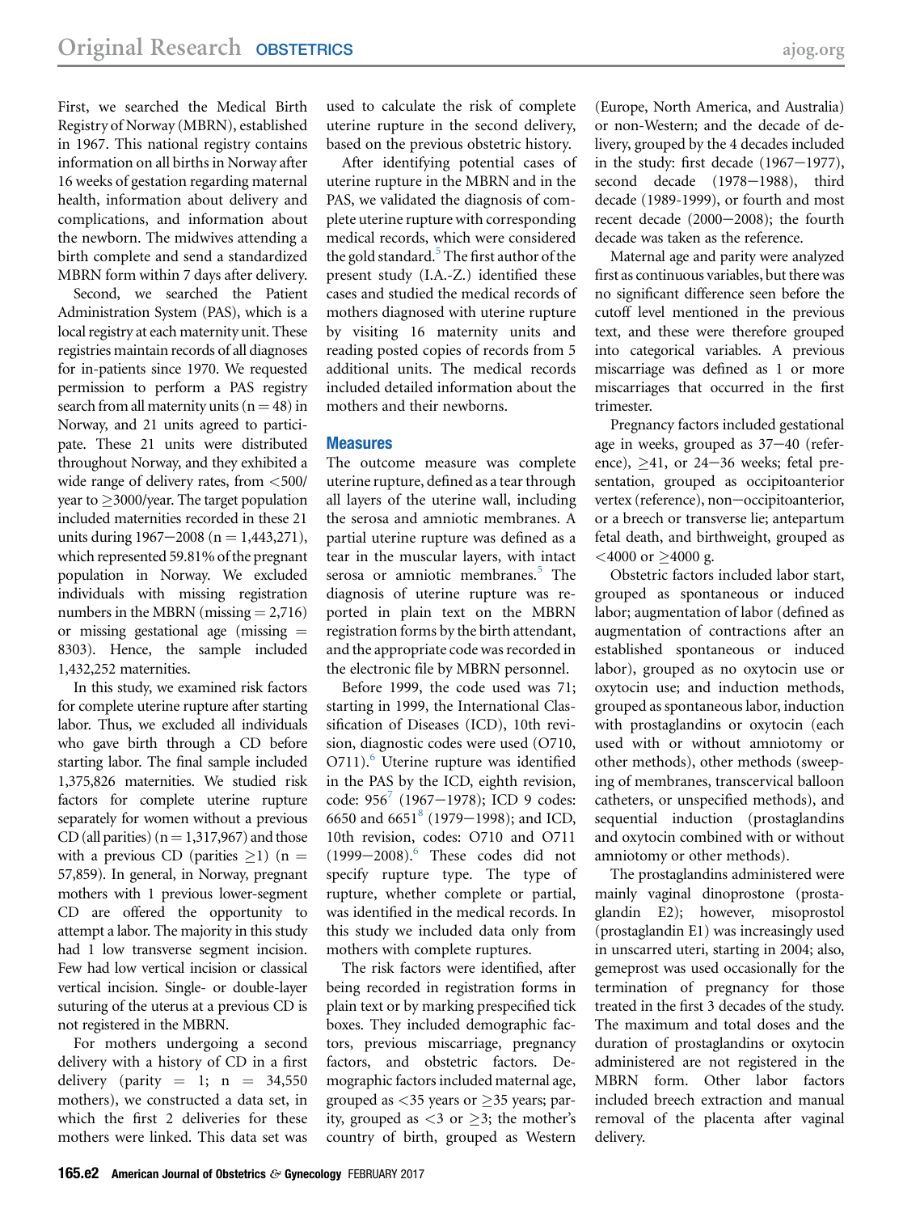First, we searched the Medical Birth Registry of Norway (MBRN), established in 1967. This national registry contains information on all births in Norway after 16 weeks of gestation regarding maternal health, information about delivery and complications, and information about the newborn. The midwives attending a birth complete and send a standardized MBRN form within 7 days after delivery.

Second, we searched the Patient Administration System (PAS), which is a local registry at each maternity unit. These registries maintain records of all diagnoses for in-patients since 1970. We requested permission to perform a PAS registry search from all maternity units (n = 48) in Norway, and 21 units agreed to participate. These 21 units were distributed throughout Norway, and they exhibited a wide range of delivery rates, from <500/year to ≥3000/year. The target population included maternities recorded in these 21 units during 1967–2008 (n = 1,443,271), which represented 59.81% of the pregnant population in Norway. We excluded individuals with missing registration numbers in the MBRN (missing = 2,716) or missing gestational age (missing = 8303). Hence, the sample included 1,432,252 maternities.

In this study, we examined risk factors for complete uterine rupture after starting labor. Thus, we excluded all individuals who gave birth through a CD before starting labor. The final sample included 1,375,826 maternities. We studied risk factors for complete uterine rupture separately for women without a previous CD (all parities) (n = 1,317,967) and those with a previous CD (parities ≥1) (n = 57,859). In general, in Norway, pregnant mothers with 1 previous lower-segment CD are offered the opportunity to attempt a labor. The majority in this study had 1 low transverse segment incision. Few had low vertical incision or classical vertical incision. Single- or double-layer suturing of the uterus at a previous CD is not registered in the MBRN.

For mothers undergoing a second delivery with a history of CD in a first delivery (parity = 1; n = 34,550 mothers), we constructed a data set, in which the first 2 deliveries for these mothers were linked. This data set was used to calculate the risk of complete uterine rupture in the second delivery, based on the previous obstetric history.

After identifying potential cases of uterine rupture in the MBRN and in the PAS, we validated the diagnosis of complete uterine rupture with corresponding medical records, which were considered the gold standard.[5] The first author of the present study (I.A.-Z.) identified these cases and studied the medical records of mothers diagnosed with uterine rupture by visiting 16 maternity units and reading posted copies of records from 5 additional units. The medical records included detailed information about the mothers and their newborns.

## Measures

The outcome measure was complete uterine rupture, defined as a tear through all layers of the uterine wall, including the serosa and amniotic membranes. A partial uterine rupture was defined as a tear in the muscular layers, with intact serosa or amniotic membranes.[5] The diagnosis of uterine rupture was reported in plain text on the MBRN registration forms by the birth attendant, and the appropriate code was recorded in the electronic file by MBRN personnel.

Before 1999, the code used was 71; starting in 1999, the International Classification of Diseases (ICD), 10th revision, diagnostic codes were used (O710, O711).[6] Uterine rupture was identified in the PAS by the ICD, eighth revision, code: 956[7] (1967–1978); ICD 9 codes: 6650 and 6651[8] (1979–1998); and ICD, 10th revision, codes: O710 and O711 (1999–2008).[6] These codes did not specify rupture type. The type of rupture, whether complete or partial, was identified in the medical records. In this study we included data only from mothers with complete ruptures.

The risk factors were identified, after being recorded in registration forms in plain text or by marking prespecified tick boxes. They included demographic factors, previous miscarriage, pregnancy factors, and obstetric factors. Demographic factors included maternal age, grouped as <35 years or ≥35 years; parity, grouped as <3 or ≥3; the mother's country of birth, grouped as Western (Europe, North America, and Australia) or non-Western; and the decade of delivery, grouped by the 4 decades included in the study: first decade (1967–1977), second decade (1978–1988), third decade (1989-1999), or fourth and most recent decade (2000–2008); the fourth decade was taken as the reference.

Maternal age and parity were analyzed first as continuous variables, but there was no significant difference seen before the cutoff level mentioned in the previous text, and these were therefore grouped into categorical variables. A previous miscarriage was defined as 1 or more miscarriages that occurred in the first trimester.

Pregnancy factors included gestational age in weeks, grouped as 37–40 (reference), ≥41, or 24–36 weeks; fetal presentation, grouped as occipitoanterior vertex (reference), non–occipitoanterior, or a breech or transverse lie; antepartum fetal death, and birthweight, grouped as <4000 or ≥4000 g.

Obstetric factors included labor start, grouped as spontaneous or induced labor; augmentation of labor (defined as augmentation of contractions after an established spontaneous or induced labor), grouped as no oxytocin use or oxytocin use; and induction methods, grouped as spontaneous labor, induction with prostaglandins or oxytocin (each used with or without amniotomy or other methods), other methods (sweeping of membranes, transcervical balloon catheters, or unspecified methods), and sequential induction (prostaglandins and oxytocin combined with or without amniotomy or other methods).

The prostaglandins administered were mainly vaginal dinoprostone (prostaglandin E2); however, misoprostol (prostaglandin E1) was increasingly used in unscarred uteri, starting in 2004; also, gemeprost was used occasionally for the termination of pregnancy for those treated in the first 3 decades of the study. The maximum and total doses and the duration of prostaglandins or oxytocin administered are not registered in the MBRN form. Other labor factors included breech extraction and manual removal of the placenta after vaginal delivery.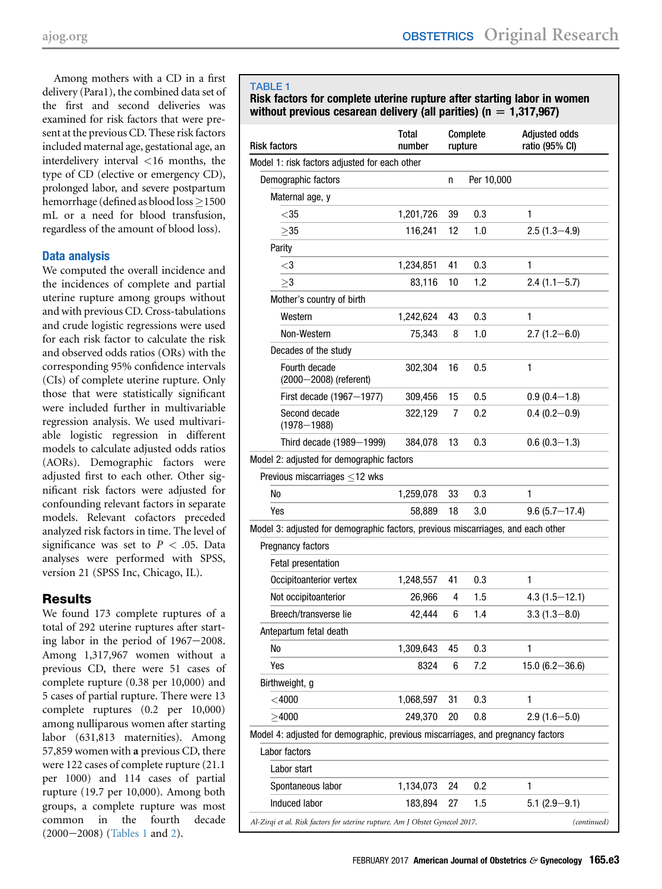Among mothers with a CD in a first delivery (Para1), the combined data set of the first and second deliveries was examined for risk factors that were present at the previous CD. These risk factors included maternal age, gestational age, an interdelivery interval <16 months, the type of CD (elective or emergency CD), prolonged labor, and severe postpartum hemorrhage (defined as blood loss ≥1500 mL or a need for blood transfusion, regardless of the amount of blood loss).

### Data analysis

We computed the overall incidence and the incidences of complete and partial uterine rupture among groups without and with previous CD. Cross-tabulations and crude logistic regressions were used for each risk factor to calculate the risk and observed odds ratios (ORs) with the corresponding 95% confidence intervals (CIs) of complete uterine rupture. Only those that were statistically significant were included further in multivariable regression analysis. We used multivariable logistic regression in different models to calculate adjusted odds ratios (AORs). Demographic factors were adjusted first to each other. Other significant risk factors were adjusted for confounding relevant factors in separate models. Relevant cofactors preceded analyzed risk factors in time. The level of significance was set to $P < .05$. Data analyses were performed with SPSS, version 21 (SPSS Inc, Chicago, IL).

## Results

We found 173 complete ruptures of a total of 292 uterine ruptures after starting labor in the period of 1967–2008. Among 1,317,967 women without a previous CD, there were 51 cases of complete rupture (0.38 per 10,000) and 5 cases of partial rupture. There were 13 complete ruptures (0.2 per 10,000) among nulliparous women after starting labor (631,813 maternities). Among 57,859 women with **a** previous CD, there were 122 cases of complete rupture (21.1 per 1000) and 114 cases of partial rupture (19.7 per 10,000). Among both groups, a complete rupture was most common in the fourth decade (2000–2008) (Tables 1 and 2).

**TABLE 1**
**Risk factors for complete uterine rupture after starting labor in women without previous cesarean delivery (all parities) (n = 1,317,967)**

| Risk factors | Total number | Complete rupture | | Adjusted odds ratio (95% CI) |
|---|---|---|---|---|
| Model 1: risk factors adjusted for each other | | | | |
| Demographic factors | | n | Per 10,000 | |
| Maternal age, y | | | | |
| <35 | 1,201,726 | 39 | 0.3 | 1 |
| ≥35 | 116,241 | 12 | 1.0 | 2.5 (1.3–4.9) |
| Parity | | | | |
| <3 | 1,234,851 | 41 | 0.3 | 1 |
| ≥3 | 83,116 | 10 | 1.2 | 2.4 (1.1–5.7) |
| Mother's country of birth | | | | |
| Western | 1,242,624 | 43 | 0.3 | 1 |
| Non-Western | 75,343 | 8 | 1.0 | 2.7 (1.2–6.0) |
| Decades of the study | | | | |
| Fourth decade (2000–2008) (referent) | 302,304 | 16 | 0.5 | 1 |
| First decade (1967–1977) | 309,456 | 15 | 0.5 | 0.9 (0.4–1.8) |
| Second decade (1978–1988) | 322,129 | 7 | 0.2 | 0.4 (0.2–0.9) |
| Third decade (1989–1999) | 384,078 | 13 | 0.3 | 0.6 (0.3–1.3) |
| Model 2: adjusted for demographic factors | | | | |
| Previous miscarriages ≤12 wks | | | | |
| No | 1,259,078 | 33 | 0.3 | 1 |
| Yes | 58,889 | 18 | 3.0 | 9.6 (5.7–17.4) |
| Model 3: adjusted for demographic factors, previous miscarriages, and each other | | | | |
| Pregnancy factors | | | | |
| Fetal presentation | | | | |
| Occipitoanterior vertex | 1,248,557 | 41 | 0.3 | 1 |
| Not occipitoanterior | 26,966 | 4 | 1.5 | 4.3 (1.5–12.1) |
| Breech/transverse lie | 42,444 | 6 | 1.4 | 3.3 (1.3–8.0) |
| Antepartum fetal death | | | | |
| No | 1,309,643 | 45 | 0.3 | 1 |
| Yes | 8324 | 6 | 7.2 | 15.0 (6.2–36.6) |
| Birthweight, g | | | | |
| <4000 | 1,068,597 | 31 | 0.3 | 1 |
| ≥4000 | 249,370 | 20 | 0.8 | 2.9 (1.6–5.0) |
| Model 4: adjusted for demographic, previous miscarriages, and pregnancy factors | | | | |
| Labor factors | | | | |
| Labor start | | | | |
| Spontaneous labor | 1,134,073 | 24 | 0.2 | 1 |
| Induced labor | 183,894 | 27 | 1.5 | 5.1 (2.9–9.1) |

*Al-Zirqi et al. Risk factors for uterine rupture. Am J Obstet Gynecol 2017.* (continued)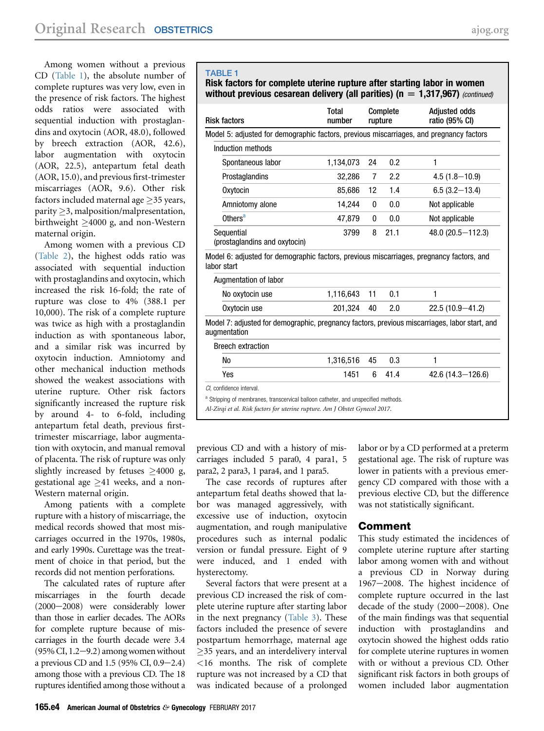Among women without a previous CD (Table 1), the absolute number of complete ruptures was very low, even in the presence of risk factors. The highest odds ratios were associated with sequential induction with prostaglandins and oxytocin (AOR, 48.0), followed by breech extraction (AOR, 42.6), labor augmentation with oxytocin (AOR, 22.5), antepartum fetal death (AOR, 15.0), and previous first-trimester miscarriages (AOR, 9.6). Other risk factors included maternal age ≥35 years, parity ≥3, malposition/malpresentation, birthweight ≥4000 g, and non-Western maternal origin.

Among women with a previous CD (Table 2), the highest odds ratio was associated with sequential induction with prostaglandins and oxytocin, which increased the risk 16-fold; the rate of rupture was close to 4% (388.1 per 10,000). The risk of a complete rupture was twice as high with a prostaglandin induction as with spontaneous labor, and a similar risk was incurred by oxytocin induction. Amniotomy and other mechanical induction methods showed the weakest associations with uterine rupture. Other risk factors significantly increased the rupture risk by around 4- to 6-fold, including antepartum fetal death, previous first-trimester miscarriage, labor augmentation with oxytocin, and manual removal of placenta. The risk of rupture was only slightly increased by fetuses ≥4000 g, gestational age ≥41 weeks, and a non-Western maternal origin.

Among patients with a complete rupture with a history of miscarriage, the medical records showed that most miscarriages occurred in the 1970s, 1980s, and early 1990s. Curettage was the treatment of choice in that period, but the records did not mention perforations.

The calculated rates of rupture after miscarriages in the fourth decade (2000−2008) were considerably lower than those in earlier decades. The AORs for complete rupture because of miscarriages in the fourth decade were 3.4 (95% CI, 1.2−9.2) among women without a previous CD and 1.5 (95% CI, 0.9−2.4) among those with a previous CD. The 18 ruptures identified among those without a previous CD and with a history of miscarriages included 5 para0, 4 para1, 5 para2, 2 para3, 1 para4, and 1 para5.

The case records of ruptures after antepartum fetal deaths showed that labor was managed aggressively, with excessive use of induction, oxytocin augmentation, and rough manipulative procedures such as internal podalic version or fundal pressure. Eight of 9 were induced, and 1 ended with hysterectomy.

Several factors that were present at a previous CD increased the risk of complete uterine rupture after starting labor in the next pregnancy (Table 3). These factors included the presence of severe postpartum hemorrhage, maternal age ≥35 years, and an interdelivery interval <16 months. The risk of complete rupture was not increased by a CD that was indicated because of a prolonged labor or by a CD performed at a preterm gestational age. The risk of rupture was lower in patients with a previous emergency CD compared with those with a previous elective CD, but the difference was not statistically significant.

**TABLE 1**
**Risk factors for complete uterine rupture after starting labor in women without previous cesarean delivery (all parities) (n = 1,317,967)** *(continued)*

| Risk factors | Total number | Complete rupture | | Adjusted odds ratio (95% CI) |
|---|---|---|---|---|
| **Model 5: adjusted for demographic factors, previous miscarriages, and pregnancy factors** | | | | |
| Induction methods | | | | |
| Spontaneous labor | 1,134,073 | 24 | 0.2 | 1 |
| Prostaglandins | 32,286 | 7 | 2.2 | 4.5 (1.8−10.9) |
| Oxytocin | 85,686 | 12 | 1.4 | 6.5 (3.2−13.4) |
| Amniotomy alone | 14,244 | 0 | 0.0 | Not applicable |
| Others[a] | 47,879 | 0 | 0.0 | Not applicable |
| Sequential (prostaglandins and oxytocin) | 3799 | 8 | 21.1 | 48.0 (20.5−112.3) |
| **Model 6: adjusted for demographic factors, previous miscarriages, pregnancy factors, and labor start** | | | | |
| Augmentation of labor | | | | |
| No oxytocin use | 1,116,643 | 11 | 0.1 | 1 |
| Oxytocin use | 201,324 | 40 | 2.0 | 22.5 (10.9−41.2) |
| **Model 7: adjusted for demographic, pregnancy factors, previous miscarriages, labor start, and augmentation** | | | | |
| Breech extraction | | | | |
| No | 1,316,516 | 45 | 0.3 | 1 |
| Yes | 1451 | 6 | 41.4 | 42.6 (14.3−126.6) |

*CI*, confidence interval.

[a] Stripping of membranes, transcervical balloon catheter, and unspecified methods.

*Al-Zirqi et al. Risk factors for uterine rupture. Am J Obstet Gynecol 2017.*

## Comment

This study estimated the incidences of complete uterine rupture after starting labor among women with and without a previous CD in Norway during 1967−2008. The highest incidence of complete rupture occurred in the last decade of the study (2000−2008). One of the main findings was that sequential induction with prostaglandins and oxytocin showed the highest odds ratio for complete uterine ruptures in women with or without a previous CD. Other significant risk factors in both groups of women included labor augmentation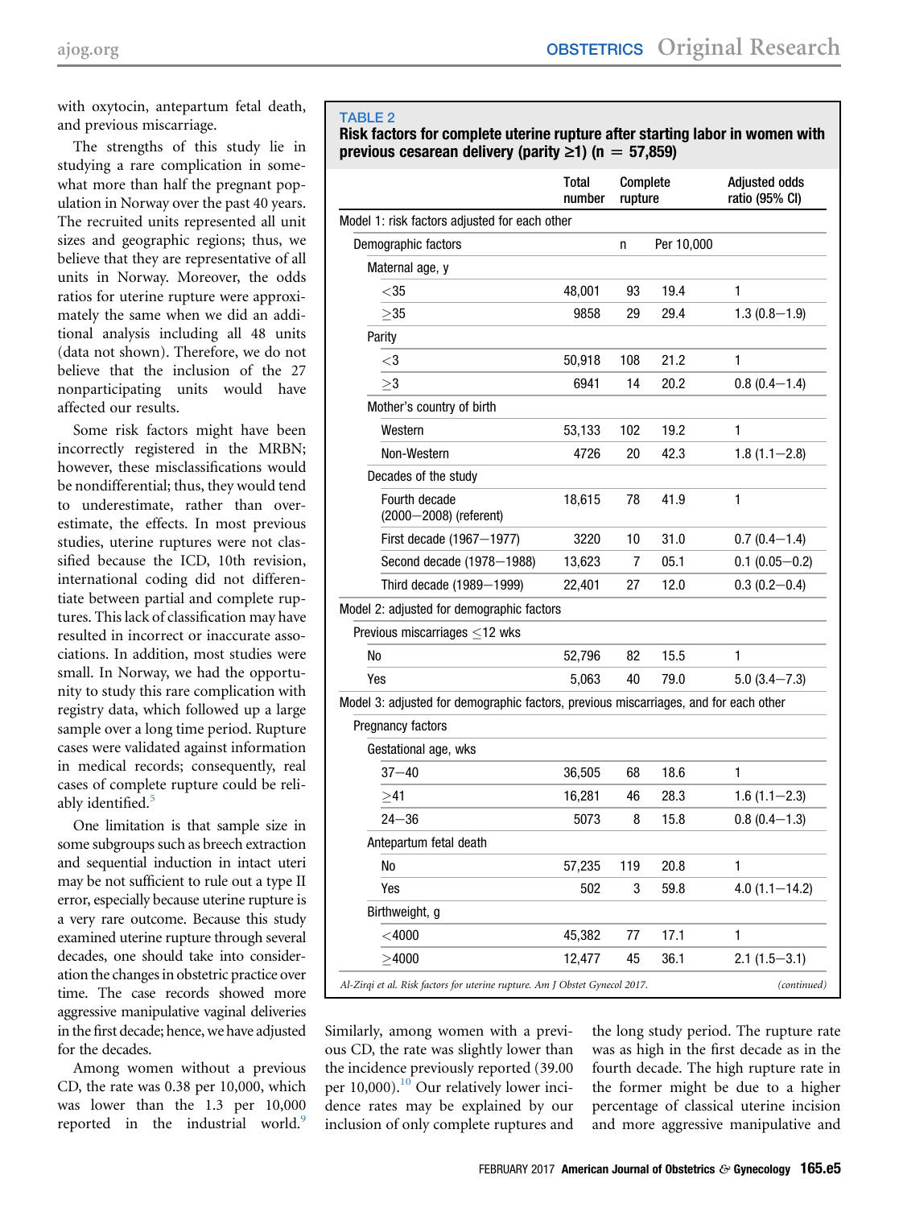with oxytocin, antepartum fetal death, and previous miscarriage.

The strengths of this study lie in studying a rare complication in somewhat more than half the pregnant population in Norway over the past 40 years. The recruited units represented all unit sizes and geographic regions; thus, we believe that they are representative of all units in Norway. Moreover, the odds ratios for uterine rupture were approximately the same when we did an additional analysis including all 48 units (data not shown). Therefore, we do not believe that the inclusion of the 27 nonparticipating units would have affected our results.

Some risk factors might have been incorrectly registered in the MRBN; however, these misclassifications would be nondifferential; thus, they would tend to underestimate, rather than overestimate, the effects. In most previous studies, uterine ruptures were not classified because the ICD, 10th revision, international coding did not differentiate between partial and complete ruptures. This lack of classification may have resulted in incorrect or inaccurate associations. In addition, most studies were small. In Norway, we had the opportunity to study this rare complication with registry data, which followed up a large sample over a long time period. Rupture cases were validated against information in medical records; consequently, real cases of complete rupture could be reliably identified.[5]

One limitation is that sample size in some subgroups such as breech extraction and sequential induction in intact uteri may be not sufficient to rule out a type II error, especially because uterine rupture is a very rare outcome. Because this study examined uterine rupture through several decades, one should take into consideration the changes in obstetric practice over time. The case records showed more aggressive manipulative vaginal deliveries in the first decade; hence, we have adjusted for the decades.

Among women without a previous CD, the rate was 0.38 per 10,000, which was lower than the 1.3 per 10,000 reported in the industrial world.[9] Similarly, among women with a previous CD, the rate was slightly lower than the incidence previously reported (39.00 per 10,000).[10] Our relatively lower incidence rates may be explained by our inclusion of only complete ruptures and the long study period. The rupture rate was as high in the first decade as in the fourth decade. The high rupture rate in the former might be due to a higher percentage of classical uterine incision and more aggressive manipulative and

**TABLE 2**

**Risk factors for complete uterine rupture after starting labor in women with previous cesarean delivery (parity ≥1) (n = 57,859)**

| | Total number | Complete rupture | | Adjusted odds ratio (95% CI) |
|---|---|---|---|---|
| **Model 1: risk factors adjusted for each other** | | | | |
| Demographic factors | | n | Per 10,000 | |
| Maternal age, y | | | | |
| <35 | 48,001 | 93 | 19.4 | 1 |
| ≥35 | 9858 | 29 | 29.4 | 1.3 (0.8–1.9) |
| Parity | | | | |
| <3 | 50,918 | 108 | 21.2 | 1 |
| ≥3 | 6941 | 14 | 20.2 | 0.8 (0.4–1.4) |
| Mother's country of birth | | | | |
| Western | 53,133 | 102 | 19.2 | 1 |
| Non-Western | 4726 | 20 | 42.3 | 1.8 (1.1–2.8) |
| Decades of the study | | | | |
| Fourth decade (2000–2008) (referent) | 18,615 | 78 | 41.9 | 1 |
| First decade (1967–1977) | 3220 | 10 | 31.0 | 0.7 (0.4–1.4) |
| Second decade (1978–1988) | 13,623 | 7 | 05.1 | 0.1 (0.05–0.2) |
| Third decade (1989–1999) | 22,401 | 27 | 12.0 | 0.3 (0.2–0.4) |
| **Model 2: adjusted for demographic factors** | | | | |
| Previous miscarriages ≤12 wks | | | | |
| No | 52,796 | 82 | 15.5 | 1 |
| Yes | 5,063 | 40 | 79.0 | 5.0 (3.4–7.3) |
| **Model 3: adjusted for demographic factors, previous miscarriages, and for each other** | | | | |
| Pregnancy factors | | | | |
| Gestational age, wks | | | | |
| 37–40 | 36,505 | 68 | 18.6 | 1 |
| ≥41 | 16,281 | 46 | 28.3 | 1.6 (1.1–2.3) |
| 24–36 | 5073 | 8 | 15.8 | 0.8 (0.4–1.3) |
| Antepartum fetal death | | | | |
| No | 57,235 | 119 | 20.8 | 1 |
| Yes | 502 | 3 | 59.8 | 4.0 (1.1–14.2) |
| Birthweight, g | | | | |
| <4000 | 45,382 | 77 | 17.1 | 1 |
| ≥4000 | 12,477 | 45 | 36.1 | 2.1 (1.5–3.1) |

*Al-Zirqi et al. Risk factors for uterine rupture. Am J Obstet Gynecol 2017.* *(continued)*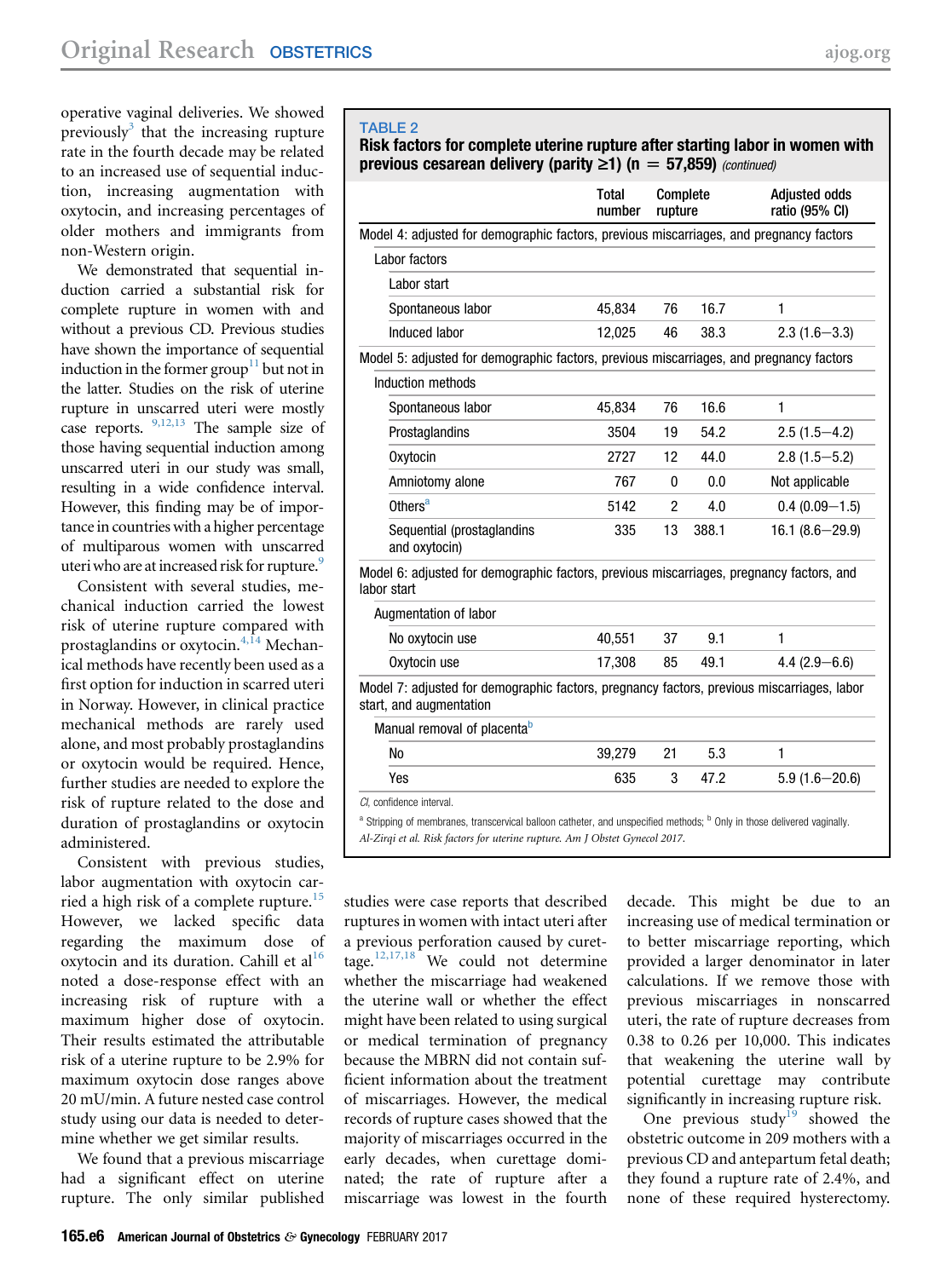operative vaginal deliveries. We showed previously[3] that the increasing rupture rate in the fourth decade may be related to an increased use of sequential induction, increasing augmentation with oxytocin, and increasing percentages of older mothers and immigrants from non-Western origin.

We demonstrated that sequential induction carried a substantial risk for complete rupture in women with and without a previous CD. Previous studies have shown the importance of sequential induction in the former group[11] but not in the latter. Studies on the risk of uterine rupture in unscarred uteri were mostly case reports.[9,12,13] The sample size of those having sequential induction among unscarred uteri in our study was small, resulting in a wide confidence interval. However, this finding may be of importance in countries with a higher percentage of multiparous women with unscarred uteri who are at increased risk for rupture.[9]

Consistent with several studies, mechanical induction carried the lowest risk of uterine rupture compared with prostaglandins or oxytocin.[4,14] Mechanical methods have recently been used as a first option for induction in scarred uteri in Norway. However, in clinical practice mechanical methods are rarely used alone, and most probably prostaglandins or oxytocin would be required. Hence, further studies are needed to explore the risk of rupture related to the dose and duration of prostaglandins or oxytocin administered.

Consistent with previous studies, labor augmentation with oxytocin carried a high risk of a complete rupture.[15] However, we lacked specific data regarding the maximum dose of oxytocin and its duration. Cahill et al[16] noted a dose-response effect with an increasing risk of rupture with a maximum higher dose of oxytocin. Their results estimated the attributable risk of a uterine rupture to be 2.9% for maximum oxytocin dose ranges above 20 mU/min. A future nested case control study using our data is needed to determine whether we get similar results.

We found that a previous miscarriage had a significant effect on uterine rupture. The only similar published studies were case reports that described ruptures in women with intact uteri after a previous perforation caused by curettage.[12,17,18] We could not determine whether the miscarriage had weakened the uterine wall or whether the effect might have been related to using surgical or medical termination of pregnancy because the MBRN did not contain sufficient information about the treatment of miscarriages. However, the medical records of rupture cases showed that the majority of miscarriages occurred in the early decades, when curettage dominated; the rate of rupture after a miscarriage was lowest in the fourth decade. This might be due to an increasing use of medical termination or to better miscarriage reporting, which provided a larger denominator in later calculations. If we remove those with previous miscarriages in nonscarred uteri, the rate of rupture decreases from 0.38 to 0.26 per 10,000. This indicates that weakening the uterine wall by potential curettage may contribute significantly in increasing rupture risk.

One previous study[19] showed the obstetric outcome in 209 mothers with a previous CD and antepartum fetal death; they found a rupture rate of 2.4%, and none of these required hysterectomy.

**TABLE 2**
**Risk factors for complete uterine rupture after starting labor in women with previous cesarean delivery (parity ≥1) (n = 57,859)** *(continued)*

| | Total number | Complete rupture | | Adjusted odds ratio (95% CI) |
|---|---|---|---|---|
| **Model 4: adjusted for demographic factors, previous miscarriages, and pregnancy factors** | | | | |
| Labor factors | | | | |
| Labor start | | | | |
| Spontaneous labor | 45,834 | 76 | 16.7 | 1 |
| Induced labor | 12,025 | 46 | 38.3 | 2.3 (1.6–3.3) |
| **Model 5: adjusted for demographic factors, previous miscarriages, and pregnancy factors** | | | | |
| Induction methods | | | | |
| Spontaneous labor | 45,834 | 76 | 16.6 | 1 |
| Prostaglandins | 3504 | 19 | 54.2 | 2.5 (1.5–4.2) |
| Oxytocin | 2727 | 12 | 44.0 | 2.8 (1.5–5.2) |
| Amniotomy alone | 767 | 0 | 0.0 | Not applicable |
| Others[a] | 5142 | 2 | 4.0 | 0.4 (0.09–1.5) |
| Sequential (prostaglandins and oxytocin) | 335 | 13 | 388.1 | 16.1 (8.6–29.9) |
| **Model 6: adjusted for demographic factors, previous miscarriages, pregnancy factors, and labor start** | | | | |
| Augmentation of labor | | | | |
| No oxytocin use | 40,551 | 37 | 9.1 | 1 |
| Oxytocin use | 17,308 | 85 | 49.1 | 4.4 (2.9–6.6) |
| **Model 7: adjusted for demographic factors, pregnancy factors, previous miscarriages, labor start, and augmentation** | | | | |
| Manual removal of placenta[b] | | | | |
| No | 39,279 | 21 | 5.3 | 1 |
| Yes | 635 | 3 | 47.2 | 5.9 (1.6–20.6) |

*CI*, confidence interval.

[a] Stripping of membranes, transcervical balloon catheter, and unspecified methods; [b] Only in those delivered vaginally.

*Al-Zirqi et al. Risk factors for uterine rupture. Am J Obstet Gynecol 2017.*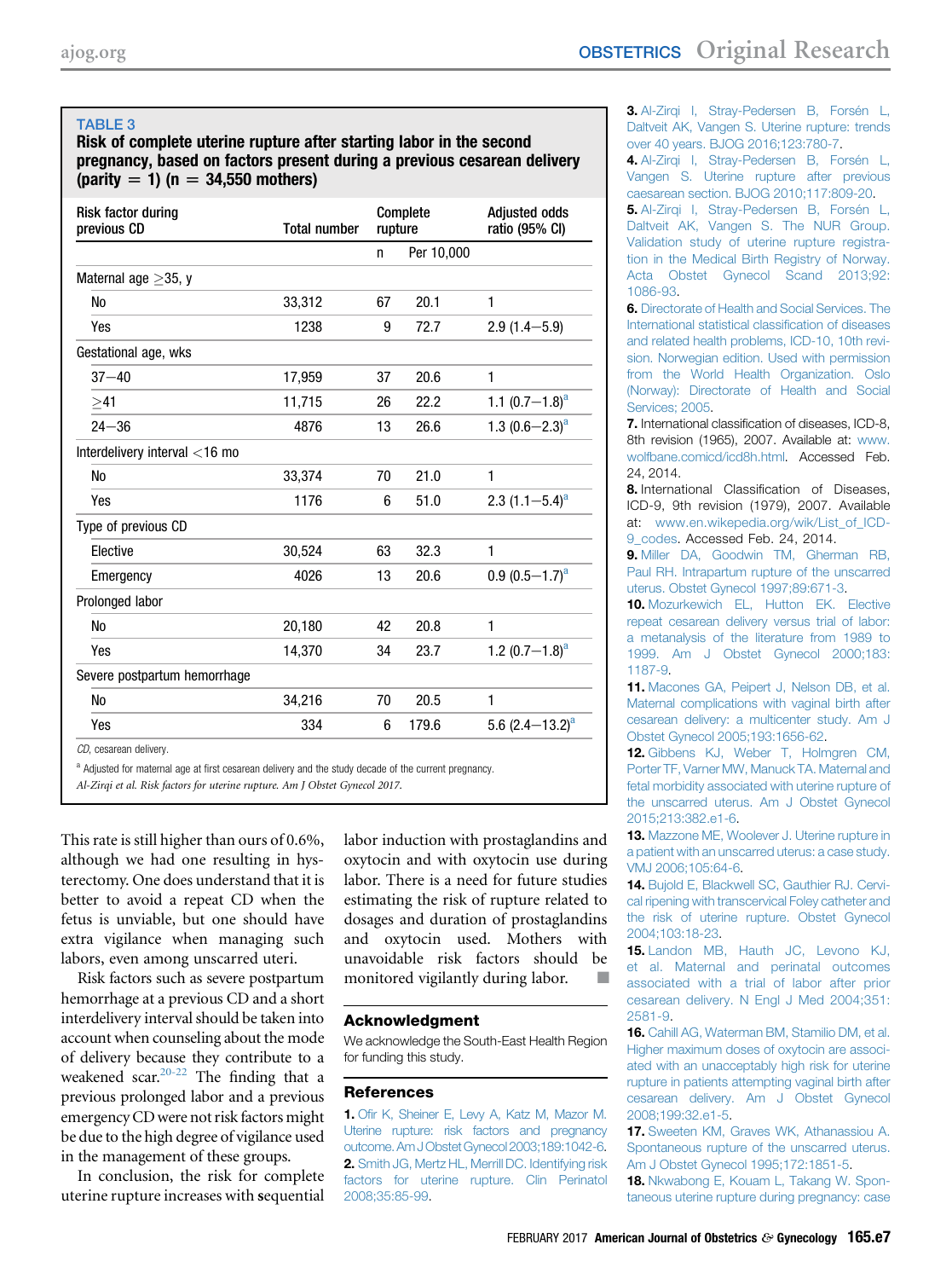**TABLE 3**

**Risk of complete uterine rupture after starting labor in the second pregnancy, based on factors present during a previous cesarean delivery (parity = 1) (n = 34,550 mothers)**

| Risk factor during previous CD | Total number | Complete rupture | | Adjusted odds ratio (95% CI) |
|---|---|---|---|---|
| | | n | Per 10,000 | |
| Maternal age ≥35, y | | | | |
| No | 33,312 | 67 | 20.1 | 1 |
| Yes | 1238 | 9 | 72.7 | 2.9 (1.4–5.9) |
| Gestational age, wks | | | | |
| 37–40 | 17,959 | 37 | 20.6 | 1 |
| ≥41 | 11,715 | 26 | 22.2 | 1.1 (0.7–1.8)[a] |
| 24–36 | 4876 | 13 | 26.6 | 1.3 (0.6–2.3)[a] |
| Interdelivery interval <16 mo | | | | |
| No | 33,374 | 70 | 21.0 | 1 |
| Yes | 1176 | 6 | 51.0 | 2.3 (1.1–5.4)[a] |
| Type of previous CD | | | | |
| Elective | 30,524 | 63 | 32.3 | 1 |
| Emergency | 4026 | 13 | 20.6 | 0.9 (0.5–1.7)[a] |
| Prolonged labor | | | | |
| No | 20,180 | 42 | 20.8 | 1 |
| Yes | 14,370 | 34 | 23.7 | 1.2 (0.7–1.8)[a] |
| Severe postpartum hemorrhage | | | | |
| No | 34,216 | 70 | 20.5 | 1 |
| Yes | 334 | 6 | 179.6 | 5.6 (2.4–13.2)[a] |

*CD*, cesarean delivery.

[a] Adjusted for maternal age at first cesarean delivery and the study decade of the current pregnancy.

*Al-Zirqi et al. Risk factors for uterine rupture. Am J Obstet Gynecol 2017.*

This rate is still higher than ours of 0.6%, although we had one resulting in hysterectomy. One does understand that it is better to avoid a repeat CD when the fetus is unviable, but one should have extra vigilance when managing such labors, even among unscarred uteri.

Risk factors such as severe postpartum hemorrhage at a previous CD and a short interdelivery interval should be taken into account when counseling about the mode of delivery because they contribute to a weakened scar.[20-22] The finding that a previous prolonged labor and a previous emergency CD were not risk factors might be due to the high degree of vigilance used in the management of these groups.

In conclusion, the risk for complete uterine rupture increases with sequential labor induction with prostaglandins and oxytocin and with oxytocin use during labor. There is a need for future studies estimating the risk of rupture related to dosages and duration of prostaglandins and oxytocin used. Mothers with unavoidable risk factors should be monitored vigilantly during labor. ■

## Acknowledgment

We acknowledge the South-East Health Region for funding this study.

## References

1. Ofir K, Sheiner E, Levy A, Katz M, Mazor M. Uterine rupture: risk factors and pregnancy outcome. Am J Obstet Gynecol 2003;189:1042-6.
2. Smith JG, Mertz HL, Merrill DC. Identifying risk factors for uterine rupture. Clin Perinatol 2008;35:85-99.
3. Al-Zirqi I, Stray-Pedersen B, Forsén L, Daltveit AK, Vangen S. Uterine rupture: trends over 40 years. BJOG 2016;123:780-7.
4. Al-Zirqi I, Stray-Pedersen B, Forsén L, Vangen S. Uterine rupture after previous caesarean section. BJOG 2010;117:809-20.
5. Al-Zirqi I, Stray-Pedersen B, Forsén L, Daltveit AK, Vangen S. The NUR Group. Validation study of uterine rupture registration in the Medical Birth Registry of Norway. Acta Obstet Gynecol Scand 2013;92:1086-93.
6. Directorate of Health and Social Services. The International statistical classification of diseases and related health problems, ICD-10, 10th revision. Norwegian edition. Used with permission from the World Health Organization. Oslo (Norway): Directorate of Health and Social Services; 2005.
7. International classification of diseases, ICD-8, 8th revision (1965), 2007. Available at: www.wolfbane.comicd/icd8h.html. Accessed Feb. 24, 2014.
8. International Classification of Diseases, ICD-9, 9th revision (1979), 2007. Available at: www.en.wikepedia.org/wik/List_of_ICD-9_codes. Accessed Feb. 24, 2014.
9. Miller DA, Goodwin TM, Gherman RB, Paul RH. Intrapartum rupture of the unscarred uterus. Obstet Gynecol 1997;89:671-3.
10. Mozurkewich EL, Hutton EK. Elective repeat cesarean delivery versus trial of labor: a metanalysis of the literature from 1989 to 1999. Am J Obstet Gynecol 2000;183:1187-9.
11. Macones GA, Peipert J, Nelson DB, et al. Maternal complications with vaginal birth after cesarean delivery: a multicenter study. Am J Obstet Gynecol 2005;193:1656-62.
12. Gibbens KJ, Weber T, Holmgren CM, Porter TF, Varner MW, Manuck TA. Maternal and fetal morbidity associated with uterine rupture of the unscarred uterus. Am J Obstet Gynecol 2015;213:382.e1-6.
13. Mazzone ME, Woolever J. Uterine rupture in a patient with an unscarred uterus: a case study. VMJ 2006;105:64-6.
14. Bujold E, Blackwell SC, Gauthier RJ. Cervical ripening with transcervical Foley catheter and the risk of uterine rupture. Obstet Gynecol 2004;103:18-23.
15. Landon MB, Hauth JC, Levono KJ, et al. Maternal and perinatal outcomes associated with a trial of labor after prior cesarean delivery. N Engl J Med 2004;351:2581-9.
16. Cahill AG, Waterman BM, Stamilio DM, et al. Higher maximum doses of oxytocin are associated with an unacceptably high risk for uterine rupture in patients attempting vaginal birth after cesarean delivery. Am J Obstet Gynecol 2008;199:32.e1-5.
17. Sweeten KM, Graves WK, Athanassiou A. Spontaneous rupture of the unscarred uterus. Am J Obstet Gynecol 1995;172:1851-5.
18. Nkwabong E, Kouam L, Takang W. Spontaneous uterine rupture during pregnancy: case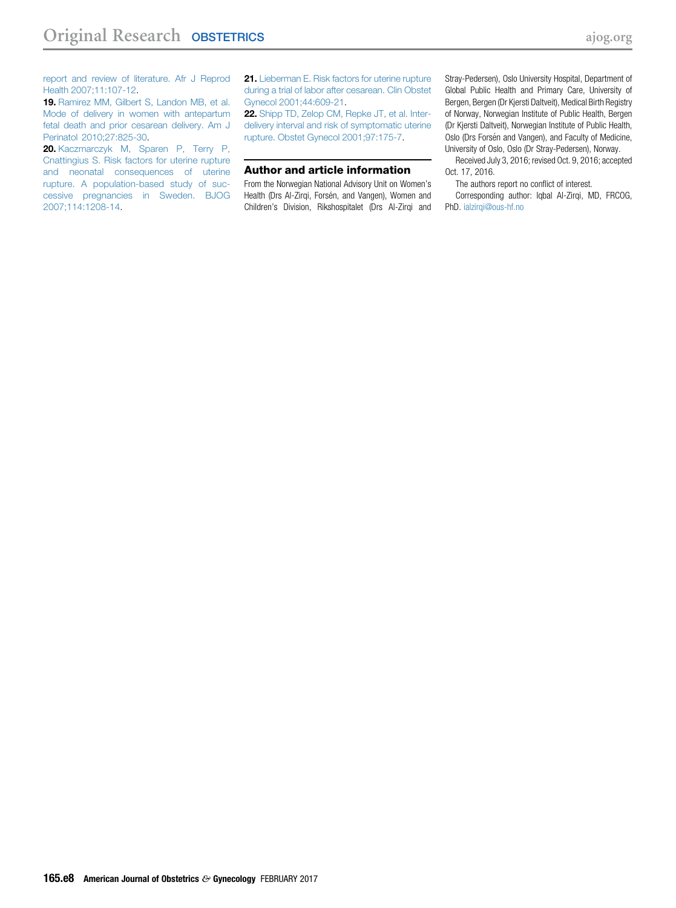report and review of literature. Afr J Reprod Health 2007;11:107-12.

**19.** Ramirez MM, Gilbert S, Landon MB, et al. Mode of delivery in women with antepartum fetal death and prior cesarean delivery. Am J Perinatol 2010;27:825-30.

**20.** Kaczmarczyk M, Sparen P, Terry P, Cnattingius S. Risk factors for uterine rupture and neonatal consequences of uterine rupture. A population-based study of successive pregnancies in Sweden. BJOG 2007;114:1208-14.

**21.** Lieberman E. Risk factors for uterine rupture during a trial of labor after cesarean. Clin Obstet Gynecol 2001;44:609-21.

**22.** Shipp TD, Zelop CM, Repke JT, et al. Interdelivery interval and risk of symptomatic uterine rupture. Obstet Gynecol 2001;97:175-7.

## Author and article information

From the Norwegian National Advisory Unit on Women's Health (Drs Al-Zirqi, Forsén, and Vangen), Women and Children's Division, Rikshospitalet (Drs Al-Zirqi and Stray-Pedersen), Oslo University Hospital, Department of Global Public Health and Primary Care, University of Bergen, Bergen (Dr Kjersti Daltveit), Medical Birth Registry of Norway, Norwegian Institute of Public Health, Bergen (Dr Kjersti Daltveit), Norwegian Institute of Public Health, Oslo (Drs Forsén and Vangen), and Faculty of Medicine, University of Oslo, Oslo (Dr Stray-Pedersen), Norway.

Received July 3, 2016; revised Oct. 9, 2016; accepted Oct. 17, 2016.

The authors report no conflict of interest.

Corresponding author: Iqbal Al-Zirqi, MD, FRCOG, PhD. ialzirqi@ous-hf.no